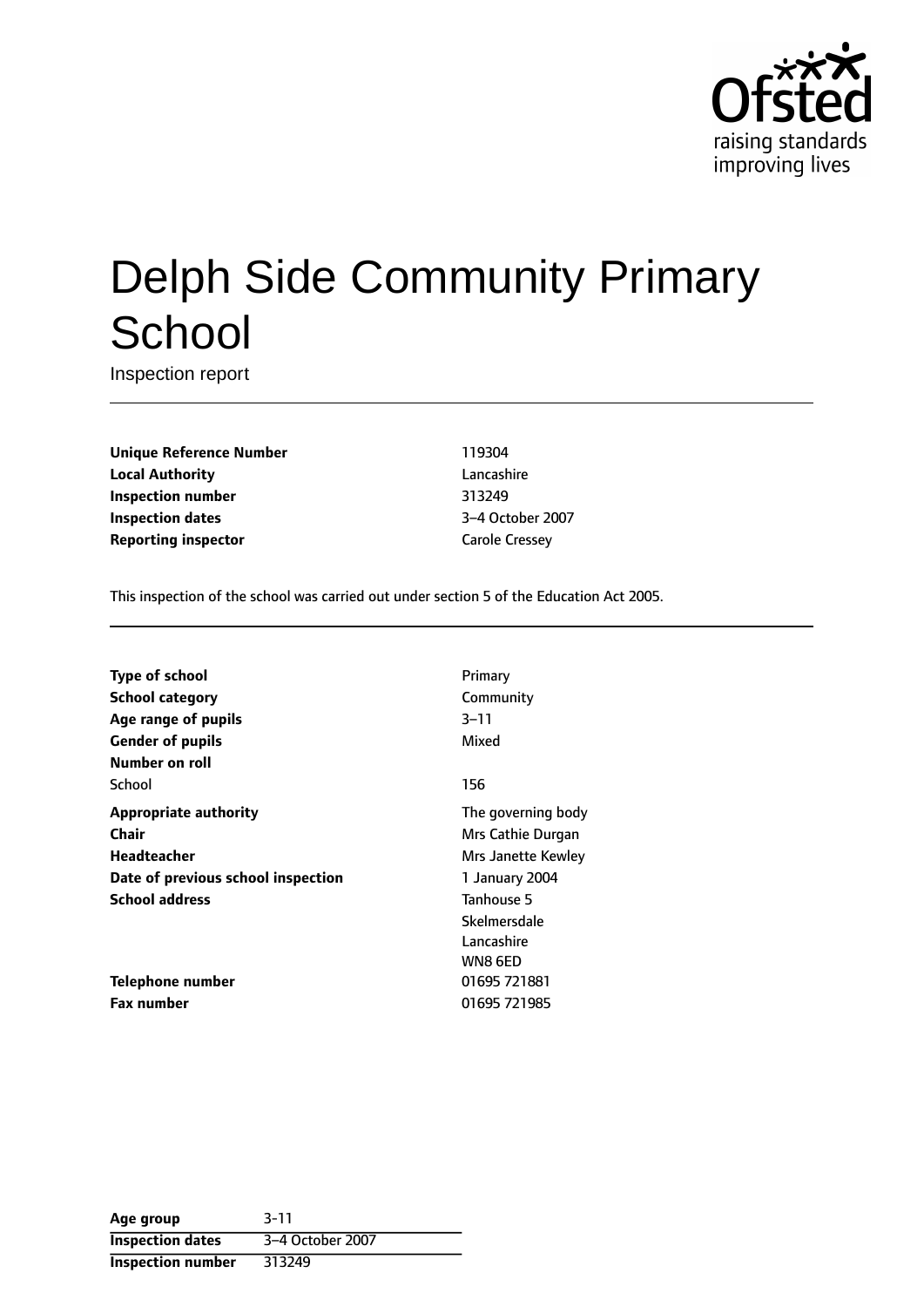Ofsted
raising standards
improving lives

# Delph Side Community Primary School

Inspection report

| | |
|---|---|
| **Unique Reference Number** | 119304 |
| **Local Authority** | Lancashire |
| **Inspection number** | 313249 |
| **Inspection dates** | 3–4 October 2007 |
| **Reporting inspector** | Carole Cressey |

This inspection of the school was carried out under section 5 of the Education Act 2005.

| | |
|---|---|
| **Type of school** | Primary |
| **School category** | Community |
| **Age range of pupils** | 3–11 |
| **Gender of pupils** | Mixed |
| **Number on roll** | |
| School | 156 |
| **Appropriate authority** | The governing body |
| **Chair** | Mrs Cathie Durgan |
| **Headteacher** | Mrs Janette Kewley |
| **Date of previous school inspection** | 1 January 2004 |
| **School address** | Tanhouse 5<br>Skelmersdale<br>Lancashire<br>WN8 6ED |
| **Telephone number** | 01695 721881 |
| **Fax number** | 01695 721985 |

| | |
|---|---|
| **Age group** | 3-11 |
| **Inspection dates** | 3–4 October 2007 |
| **Inspection number** | 313249 |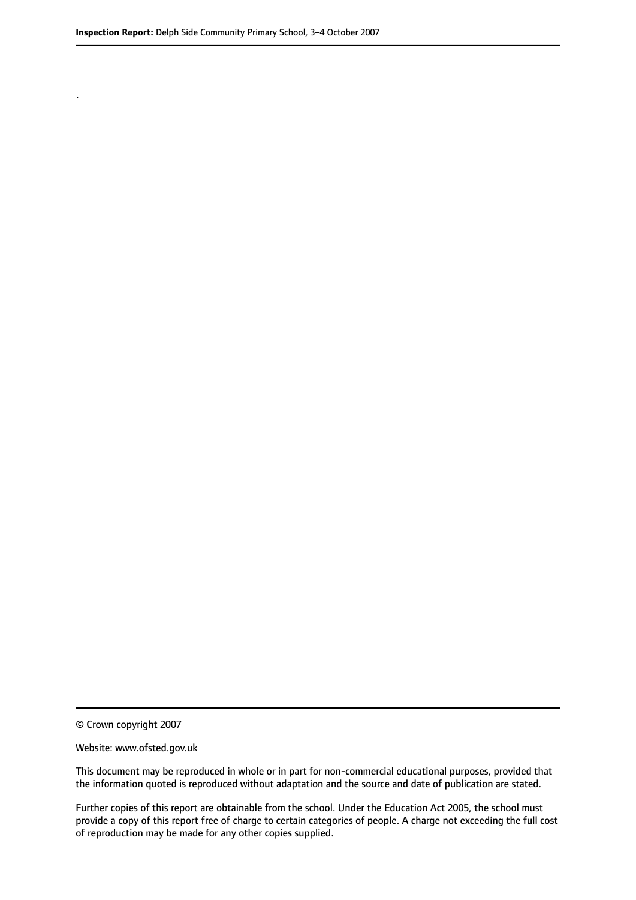.

© Crown copyright 2007

Website: www.ofsted.gov.uk

This document may be reproduced in whole or in part for non-commercial educational purposes, provided that the information quoted is reproduced without adaptation and the source and date of publication are stated.

Further copies of this report are obtainable from the school. Under the Education Act 2005, the school must provide a copy of this report free of charge to certain categories of people. A charge not exceeding the full cost of reproduction may be made for any other copies supplied.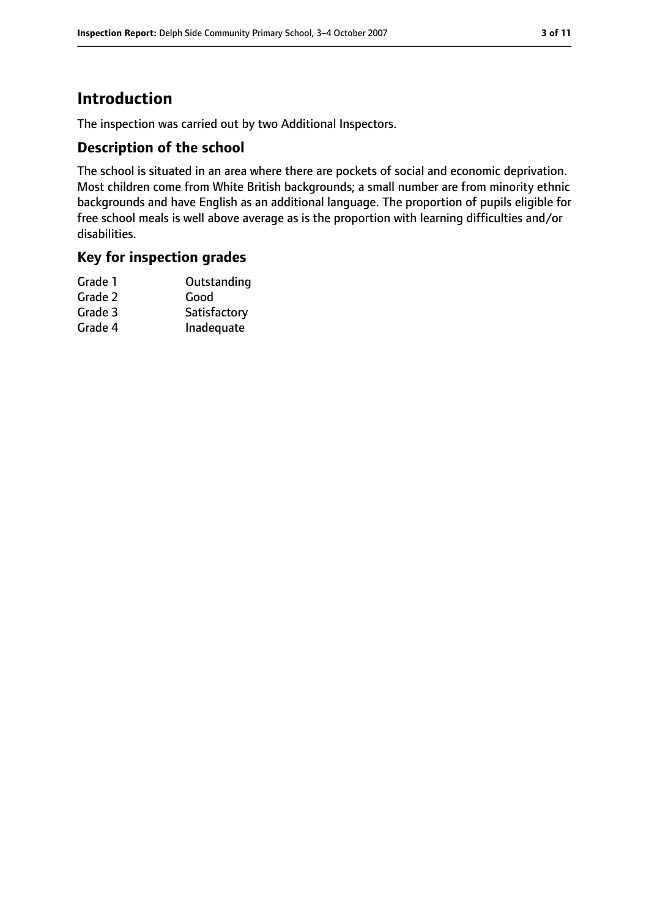# Introduction

The inspection was carried out by two Additional Inspectors.

## Description of the school

The school is situated in an area where there are pockets of social and economic deprivation. Most children come from White British backgrounds; a small number are from minority ethnic backgrounds and have English as an additional language. The proportion of pupils eligible for free school meals is well above average as is the proportion with learning difficulties and/or disabilities.

## Key for inspection grades

| | |
|---|---|
| Grade 1 | Outstanding |
| Grade 2 | Good |
| Grade 3 | Satisfactory |
| Grade 4 | Inadequate |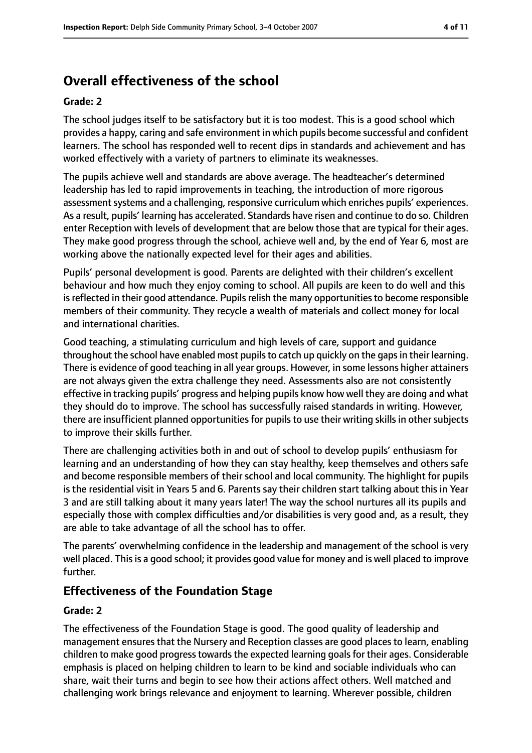## Overall effectiveness of the school

**Grade: 2**

The school judges itself to be satisfactory but it is too modest. This is a good school which provides a happy, caring and safe environment in which pupils become successful and confident learners. The school has responded well to recent dips in standards and achievement and has worked effectively with a variety of partners to eliminate its weaknesses.

The pupils achieve well and standards are above average. The headteacher's determined leadership has led to rapid improvements in teaching, the introduction of more rigorous assessment systems and a challenging, responsive curriculum which enriches pupils' experiences. As a result, pupils' learning has accelerated. Standards have risen and continue to do so. Children enter Reception with levels of development that are below those that are typical for their ages. They make good progress through the school, achieve well and, by the end of Year 6, most are working above the nationally expected level for their ages and abilities.

Pupils' personal development is good. Parents are delighted with their children's excellent behaviour and how much they enjoy coming to school. All pupils are keen to do well and this is reflected in their good attendance. Pupils relish the many opportunities to become responsible members of their community. They recycle a wealth of materials and collect money for local and international charities.

Good teaching, a stimulating curriculum and high levels of care, support and guidance throughout the school have enabled most pupils to catch up quickly on the gaps in their learning. There is evidence of good teaching in all year groups. However, in some lessons higher attainers are not always given the extra challenge they need. Assessments also are not consistently effective in tracking pupils' progress and helping pupils know how well they are doing and what they should do to improve. The school has successfully raised standards in writing. However, there are insufficient planned opportunities for pupils to use their writing skills in other subjects to improve their skills further.

There are challenging activities both in and out of school to develop pupils' enthusiasm for learning and an understanding of how they can stay healthy, keep themselves and others safe and become responsible members of their school and local community. The highlight for pupils is the residential visit in Years 5 and 6. Parents say their children start talking about this in Year 3 and are still talking about it many years later! The way the school nurtures all its pupils and especially those with complex difficulties and/or disabilities is very good and, as a result, they are able to take advantage of all the school has to offer.

The parents' overwhelming confidence in the leadership and management of the school is very well placed. This is a good school; it provides good value for money and is well placed to improve further.

### Effectiveness of the Foundation Stage

**Grade: 2**

The effectiveness of the Foundation Stage is good. The good quality of leadership and management ensures that the Nursery and Reception classes are good places to learn, enabling children to make good progress towards the expected learning goals for their ages. Considerable emphasis is placed on helping children to learn to be kind and sociable individuals who can share, wait their turns and begin to see how their actions affect others. Well matched and challenging work brings relevance and enjoyment to learning. Wherever possible, children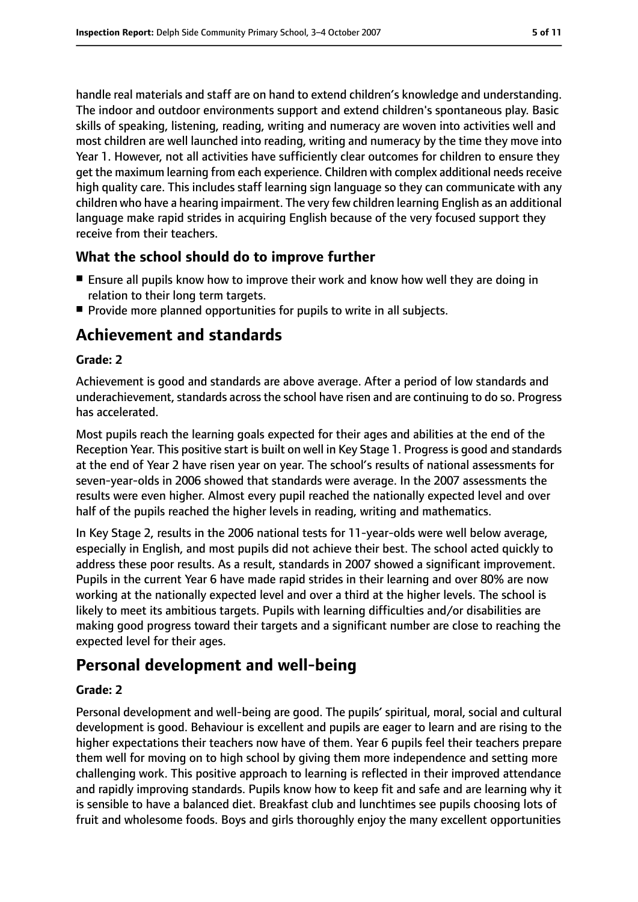handle real materials and staff are on hand to extend children's knowledge and understanding. The indoor and outdoor environments support and extend children's spontaneous play. Basic skills of speaking, listening, reading, writing and numeracy are woven into activities well and most children are well launched into reading, writing and numeracy by the time they move into Year 1. However, not all activities have sufficiently clear outcomes for children to ensure they get the maximum learning from each experience. Children with complex additional needs receive high quality care. This includes staff learning sign language so they can communicate with any children who have a hearing impairment. The very few children learning English as an additional language make rapid strides in acquiring English because of the very focused support they receive from their teachers.

### What the school should do to improve further

- Ensure all pupils know how to improve their work and know how well they are doing in relation to their long term targets.
- Provide more planned opportunities for pupils to write in all subjects.

## Achievement and standards

**Grade: 2**

Achievement is good and standards are above average. After a period of low standards and underachievement, standards across the school have risen and are continuing to do so. Progress has accelerated.

Most pupils reach the learning goals expected for their ages and abilities at the end of the Reception Year. This positive start is built on well in Key Stage 1. Progress is good and standards at the end of Year 2 have risen year on year. The school's results of national assessments for seven-year-olds in 2006 showed that standards were average. In the 2007 assessments the results were even higher. Almost every pupil reached the nationally expected level and over half of the pupils reached the higher levels in reading, writing and mathematics.

In Key Stage 2, results in the 2006 national tests for 11-year-olds were well below average, especially in English, and most pupils did not achieve their best. The school acted quickly to address these poor results. As a result, standards in 2007 showed a significant improvement. Pupils in the current Year 6 have made rapid strides in their learning and over 80% are now working at the nationally expected level and over a third at the higher levels. The school is likely to meet its ambitious targets. Pupils with learning difficulties and/or disabilities are making good progress toward their targets and a significant number are close to reaching the expected level for their ages.

## Personal development and well-being

**Grade: 2**

Personal development and well-being are good. The pupils' spiritual, moral, social and cultural development is good. Behaviour is excellent and pupils are eager to learn and are rising to the higher expectations their teachers now have of them. Year 6 pupils feel their teachers prepare them well for moving on to high school by giving them more independence and setting more challenging work. This positive approach to learning is reflected in their improved attendance and rapidly improving standards. Pupils know how to keep fit and safe and are learning why it is sensible to have a balanced diet. Breakfast club and lunchtimes see pupils choosing lots of fruit and wholesome foods. Boys and girls thoroughly enjoy the many excellent opportunities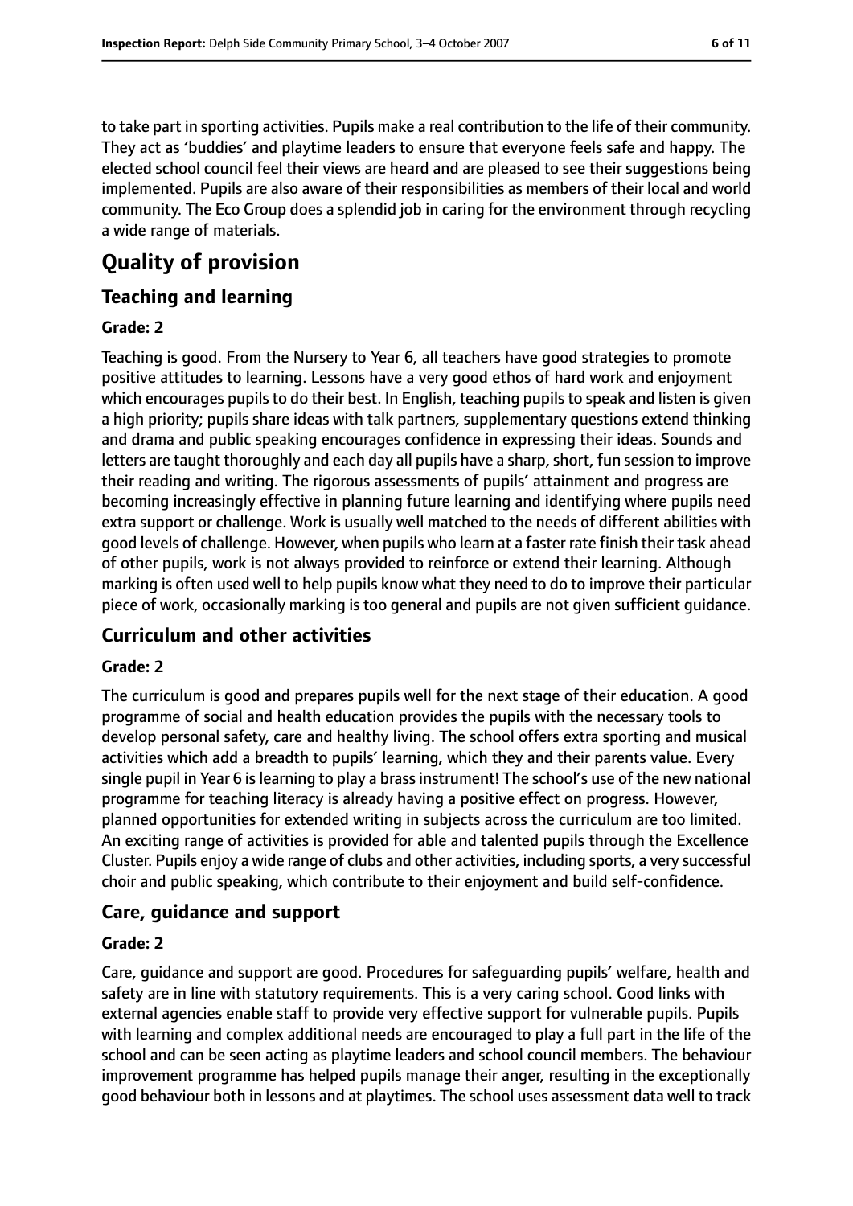to take part in sporting activities. Pupils make a real contribution to the life of their community. They act as 'buddies' and playtime leaders to ensure that everyone feels safe and happy. The elected school council feel their views are heard and are pleased to see their suggestions being implemented. Pupils are also aware of their responsibilities as members of their local and world community. The Eco Group does a splendid job in caring for the environment through recycling a wide range of materials.

# Quality of provision

## Teaching and learning

### Grade: 2

Teaching is good. From the Nursery to Year 6, all teachers have good strategies to promote positive attitudes to learning. Lessons have a very good ethos of hard work and enjoyment which encourages pupils to do their best. In English, teaching pupils to speak and listen is given a high priority; pupils share ideas with talk partners, supplementary questions extend thinking and drama and public speaking encourages confidence in expressing their ideas. Sounds and letters are taught thoroughly and each day all pupils have a sharp, short, fun session to improve their reading and writing. The rigorous assessments of pupils' attainment and progress are becoming increasingly effective in planning future learning and identifying where pupils need extra support or challenge. Work is usually well matched to the needs of different abilities with good levels of challenge. However, when pupils who learn at a faster rate finish their task ahead of other pupils, work is not always provided to reinforce or extend their learning. Although marking is often used well to help pupils know what they need to do to improve their particular piece of work, occasionally marking is too general and pupils are not given sufficient guidance.

## Curriculum and other activities

### Grade: 2

The curriculum is good and prepares pupils well for the next stage of their education. A good programme of social and health education provides the pupils with the necessary tools to develop personal safety, care and healthy living. The school offers extra sporting and musical activities which add a breadth to pupils' learning, which they and their parents value. Every single pupil in Year 6 is learning to play a brass instrument! The school's use of the new national programme for teaching literacy is already having a positive effect on progress. However, planned opportunities for extended writing in subjects across the curriculum are too limited. An exciting range of activities is provided for able and talented pupils through the Excellence Cluster. Pupils enjoy a wide range of clubs and other activities, including sports, a very successful choir and public speaking, which contribute to their enjoyment and build self-confidence.

## Care, guidance and support

### Grade: 2

Care, guidance and support are good. Procedures for safeguarding pupils' welfare, health and safety are in line with statutory requirements. This is a very caring school. Good links with external agencies enable staff to provide very effective support for vulnerable pupils. Pupils with learning and complex additional needs are encouraged to play a full part in the life of the school and can be seen acting as playtime leaders and school council members. The behaviour improvement programme has helped pupils manage their anger, resulting in the exceptionally good behaviour both in lessons and at playtimes. The school uses assessment data well to track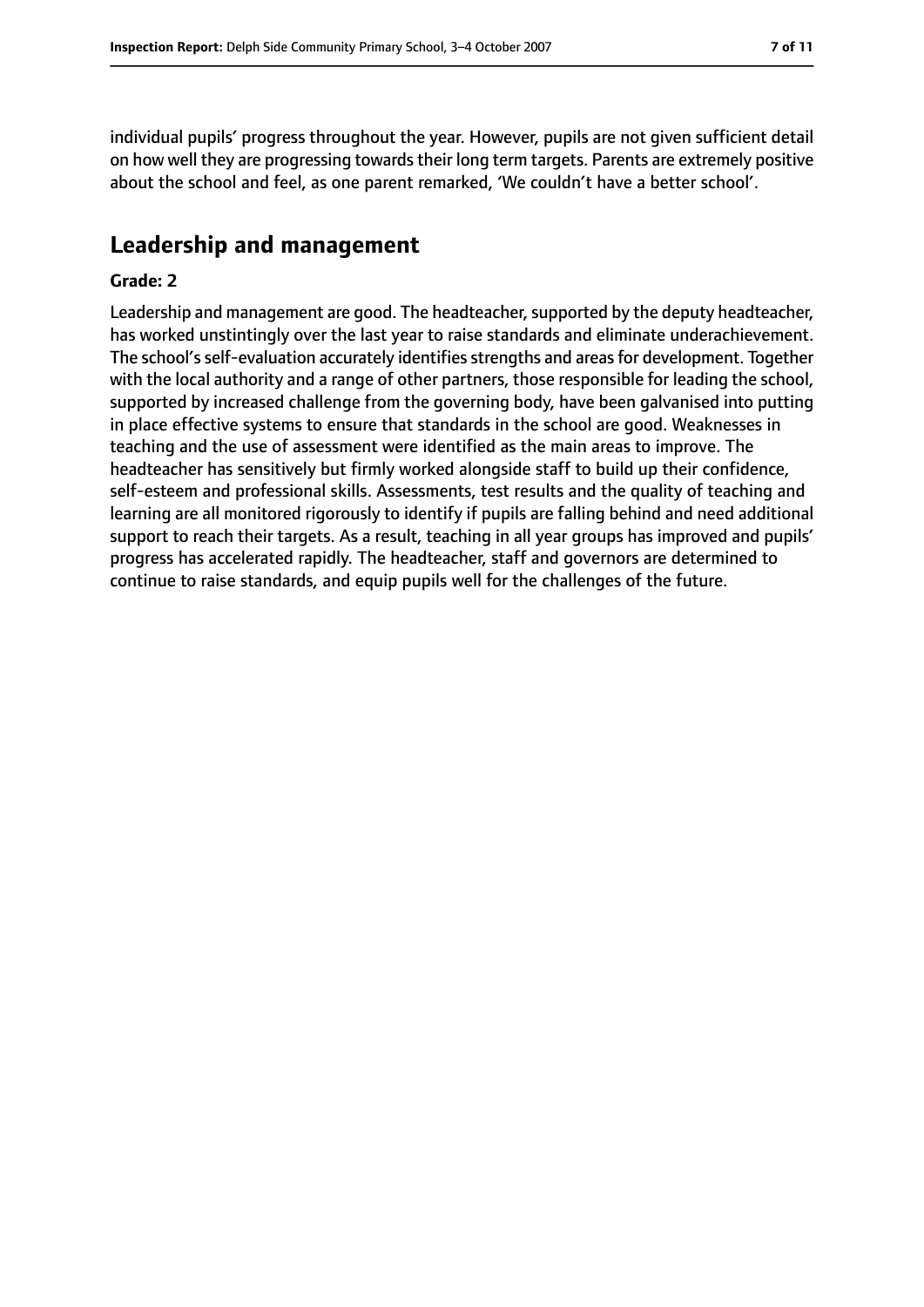individual pupils' progress throughout the year. However, pupils are not given sufficient detail on how well they are progressing towards their long term targets. Parents are extremely positive about the school and feel, as one parent remarked, 'We couldn't have a better school'.

## Leadership and management

**Grade: 2**

Leadership and management are good. The headteacher, supported by the deputy headteacher, has worked unstintingly over the last year to raise standards and eliminate underachievement. The school's self-evaluation accurately identifies strengths and areas for development. Together with the local authority and a range of other partners, those responsible for leading the school, supported by increased challenge from the governing body, have been galvanised into putting in place effective systems to ensure that standards in the school are good. Weaknesses in teaching and the use of assessment were identified as the main areas to improve. The headteacher has sensitively but firmly worked alongside staff to build up their confidence, self-esteem and professional skills. Assessments, test results and the quality of teaching and learning are all monitored rigorously to identify if pupils are falling behind and need additional support to reach their targets. As a result, teaching in all year groups has improved and pupils' progress has accelerated rapidly. The headteacher, staff and governors are determined to continue to raise standards, and equip pupils well for the challenges of the future.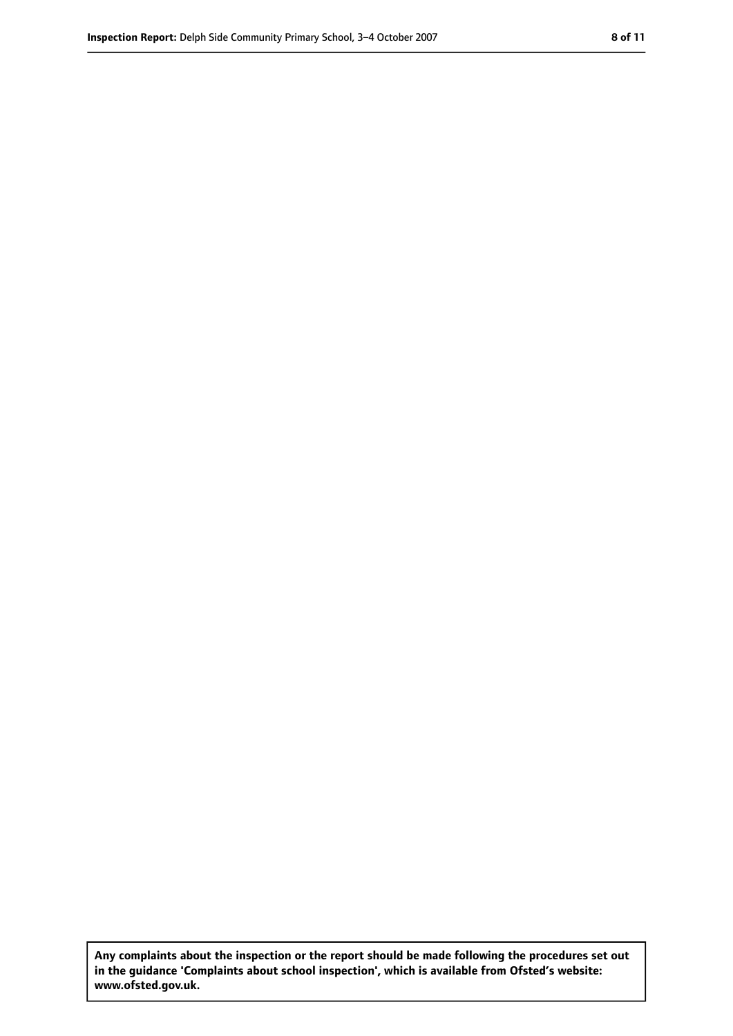**Any complaints about the inspection or the report should be made following the procedures set out in the guidance 'Complaints about school inspection', which is available from Ofsted's website: www.ofsted.gov.uk.**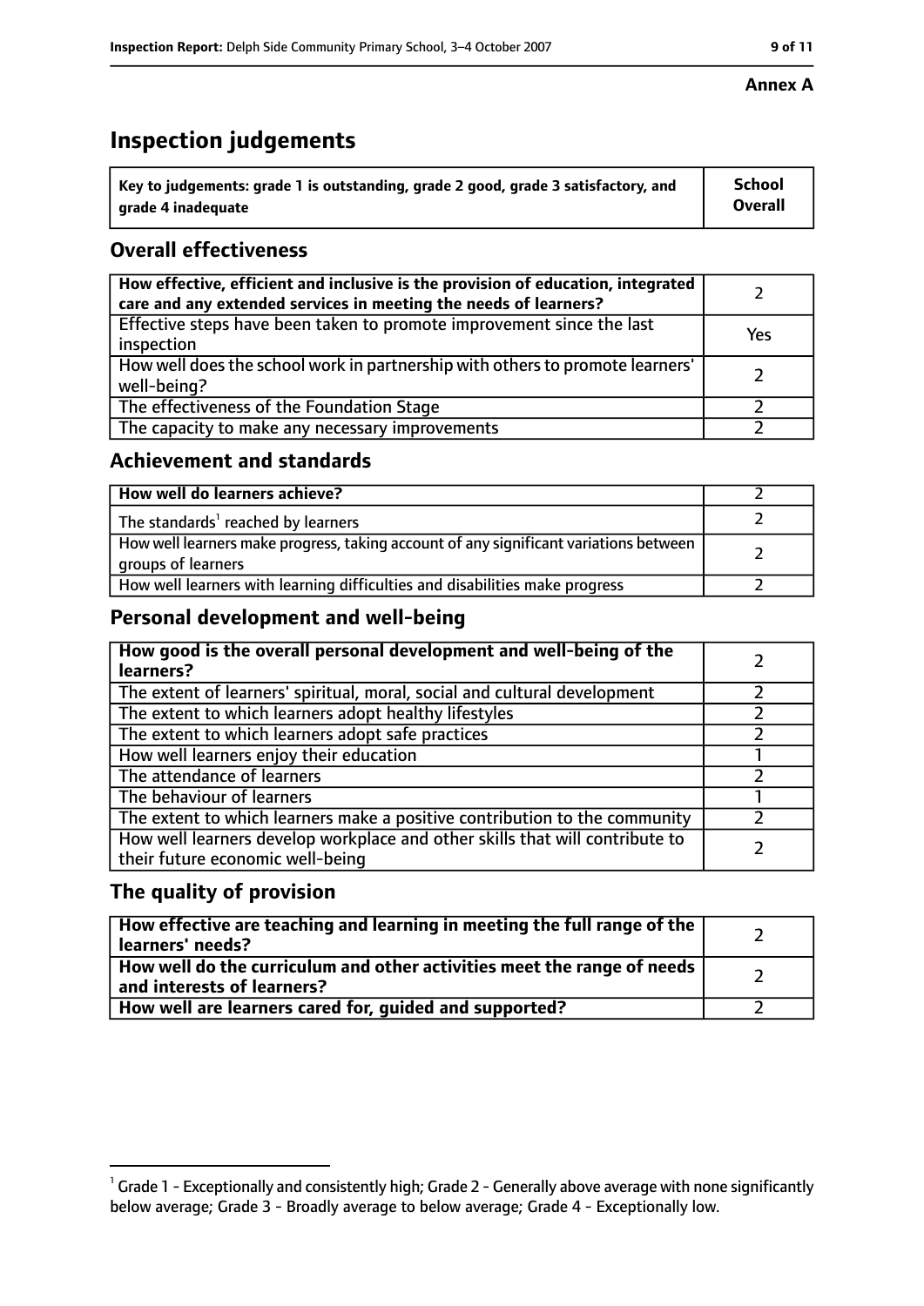**Annex A**

# Inspection judgements

| Key to judgements: grade 1 is outstanding, grade 2 good, grade 3 satisfactory, and grade 4 inadequate | School Overall |
|---|---|

## Overall effectiveness

| | |
|---|---|
| **How effective, efficient and inclusive is the provision of education, integrated care and any extended services in meeting the needs of learners?** | 2 |
| Effective steps have been taken to promote improvement since the last inspection | Yes |
| How well does the school work in partnership with others to promote learners' well-being? | 2 |
| The effectiveness of the Foundation Stage | 2 |
| The capacity to make any necessary improvements | 2 |

## Achievement and standards

| | |
|---|---|
| **How well do learners achieve?** | 2 |
| The standards[1] reached by learners | 2 |
| How well learners make progress, taking account of any significant variations between groups of learners | 2 |
| How well learners with learning difficulties and disabilities make progress | 2 |

## Personal development and well-being

| | |
|---|---|
| **How good is the overall personal development and well-being of the learners?** | 2 |
| The extent of learners' spiritual, moral, social and cultural development | 2 |
| The extent to which learners adopt healthy lifestyles | 2 |
| The extent to which learners adopt safe practices | 2 |
| How well learners enjoy their education | 1 |
| The attendance of learners | 2 |
| The behaviour of learners | 1 |
| The extent to which learners make a positive contribution to the community | 2 |
| How well learners develop workplace and other skills that will contribute to their future economic well-being | 2 |

## The quality of provision

| | |
|---|---|
| **How effective are teaching and learning in meeting the full range of the learners' needs?** | 2 |
| **How well do the curriculum and other activities meet the range of needs and interests of learners?** | 2 |
| **How well are learners cared for, guided and supported?** | 2 |

[1] Grade 1 - Exceptionally and consistently high; Grade 2 - Generally above average with none significantly below average; Grade 3 - Broadly average to below average; Grade 4 - Exceptionally low.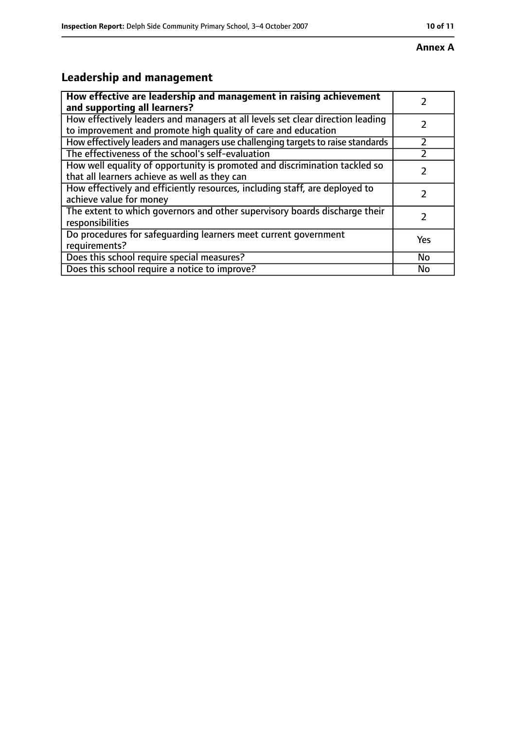**Annex A**

## Leadership and management

| How effective are leadership and management in raising achievement and supporting all learners? | 2 |
|---|---|
| How effectively leaders and managers at all levels set clear direction leading to improvement and promote high quality of care and education | 2 |
| How effectively leaders and managers use challenging targets to raise standards | 2 |
| The effectiveness of the school's self-evaluation | 2 |
| How well equality of opportunity is promoted and discrimination tackled so that all learners achieve as well as they can | 2 |
| How effectively and efficiently resources, including staff, are deployed to achieve value for money | 2 |
| The extent to which governors and other supervisory boards discharge their responsibilities | 2 |
| Do procedures for safeguarding learners meet current government requirements? | Yes |
| Does this school require special measures? | No |
| Does this school require a notice to improve? | No |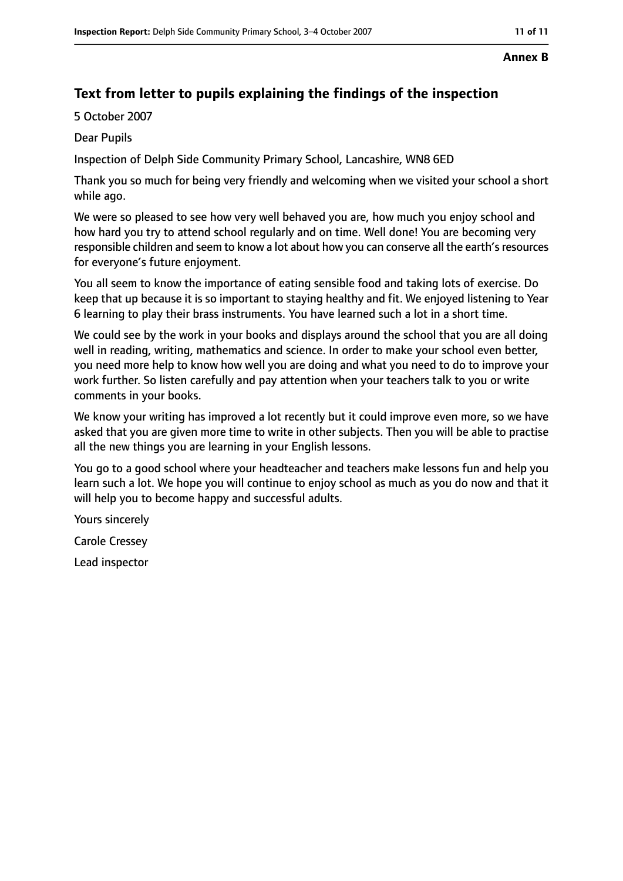**Annex B**

## Text from letter to pupils explaining the findings of the inspection

5 October 2007

Dear Pupils

Inspection of Delph Side Community Primary School, Lancashire, WN8 6ED

Thank you so much for being very friendly and welcoming when we visited your school a short while ago.

We were so pleased to see how very well behaved you are, how much you enjoy school and how hard you try to attend school regularly and on time. Well done! You are becoming very responsible children and seem to know a lot about how you can conserve all the earth's resources for everyone's future enjoyment.

You all seem to know the importance of eating sensible food and taking lots of exercise. Do keep that up because it is so important to staying healthy and fit. We enjoyed listening to Year 6 learning to play their brass instruments. You have learned such a lot in a short time.

We could see by the work in your books and displays around the school that you are all doing well in reading, writing, mathematics and science. In order to make your school even better, you need more help to know how well you are doing and what you need to do to improve your work further. So listen carefully and pay attention when your teachers talk to you or write comments in your books.

We know your writing has improved a lot recently but it could improve even more, so we have asked that you are given more time to write in other subjects. Then you will be able to practise all the new things you are learning in your English lessons.

You go to a good school where your headteacher and teachers make lessons fun and help you learn such a lot. We hope you will continue to enjoy school as much as you do now and that it will help you to become happy and successful adults.

Yours sincerely

Carole Cressey

Lead inspector